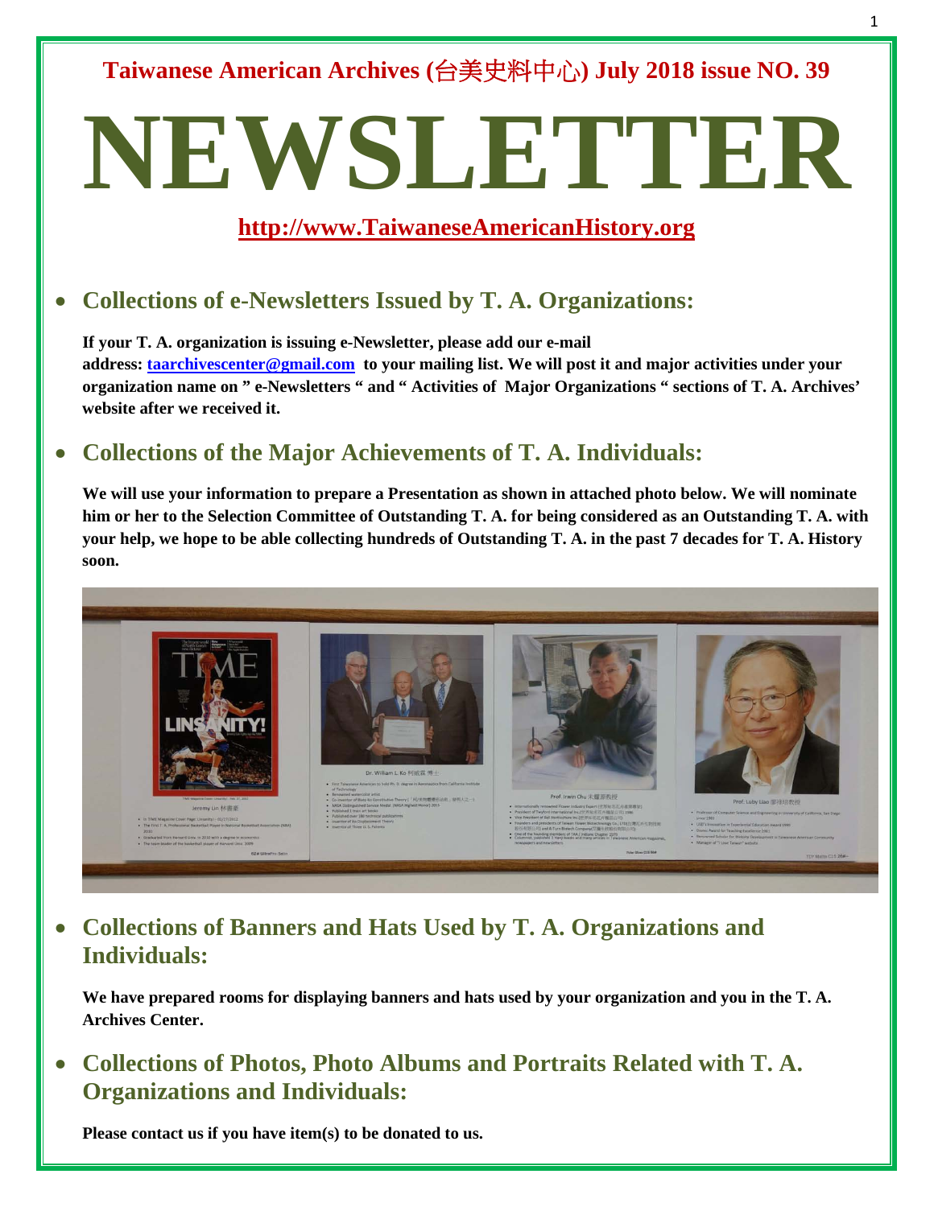**Taiwanese American Archives (台美史料中心) July 2018 issue NO. 39**

# NEWSLETTER

**http://www.TaiwaneseAmericanHistory.org**

- ## Collections of e-Newsletters Issued by T. A. Organizations:

**If your T. A. organization is issuing e-Newsletter, please add our e-mail address: taarchivescenter@gmail.com to your mailing list. We will post it and major activities under your organization name on " e-Newsletters " and " Activities of Major Organizations " sections of T. A. Archives' website after we received it.**

- ## Collections of the Major Achievements of T. A. Individuals:

**We will use your information to prepare a Presentation as shown in attached photo below. We will nominate him or her to the Selection Committee of Outstanding T. A. for being considered as an Outstanding T. A. with your help, we hope to be able collecting hundreds of Outstanding T. A. in the past 7 decades for T. A. History soon.**

- ## Collections of Banners and Hats Used by T. A. Organizations and Individuals:

**We have prepared rooms for displaying banners and hats used by your organization and you in the T. A. Archives Center.**

- ## Collections of Photos, Photo Albums and Portraits Related with T. A. Organizations and Individuals:

**Please contact us if you have item(s) to be donated to us.**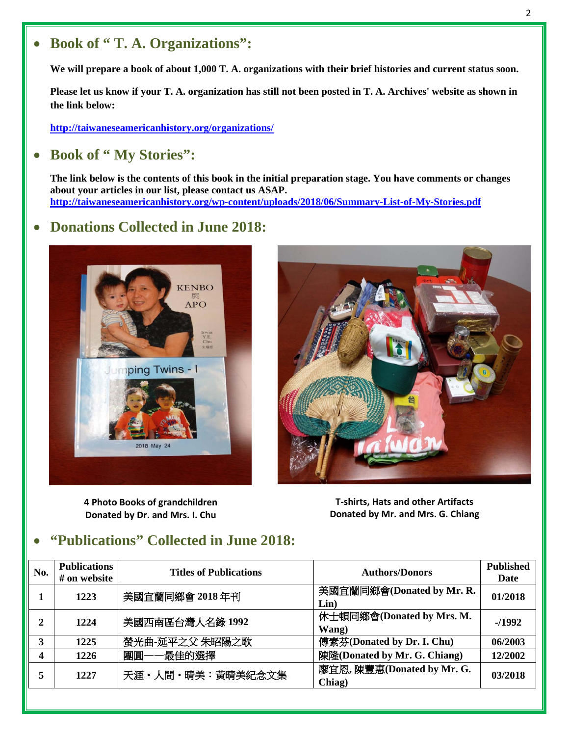## Book of " T. A. Organizations":

**We will prepare a book of about 1,000 T. A. organizations with their brief histories and current status soon.**

**Please let us know if your T. A. organization has still not been posted in T. A. Archives' website as shown in the link below:**

**http://taiwaneseamericanhistory.org/organizations/**

## Book of " My Stories":

**The link below is the contents of this book in the initial preparation stage. You have comments or changes about your articles in our list, please contact us ASAP.**
**http://taiwaneseamericanhistory.org/wp-content/uploads/2018/06/Summary-List-of-My-Stories.pdf**

## Donations Collected in June 2018:

**4 Photo Books of grandchildren**
**Donated by Dr. and Mrs. I. Chu**

**T-shirts, Hats and other Artifacts**
**Donated by Mr. and Mrs. G. Chiang**

## "Publications" Collected in June 2018:

| No. | Publications # on website | Titles of Publications | Authors/Donors | Published Date |
|---|---|---|---|---|
| 1 | 1223 | 美國宜蘭同鄉會 2018 年刊 | 美國宜蘭同鄉會(Donated by Mr. R. Lin) | 01/2018 |
| 2 | 1224 | 美國西南區台灣人名錄 1992 | 休士頓同鄉會(Donated by Mrs. M. Wang) | -/1992 |
| 3 | 1225 | 螢光曲-延平之父 朱昭陽之歌 | 傅素芬(Donated by Dr. I. Chu) | 06/2003 |
| 4 | 1226 | 團圓——最佳的選擇 | 陳隆(Donated by Mr. G. Chiang) | 12/2002 |
| 5 | 1227 | 天涯・人間・晴美：黃晴美紀念文集 | 廖宜恩, 陳豐惠(Donated by Mr. G. Chiag) | 03/2018 |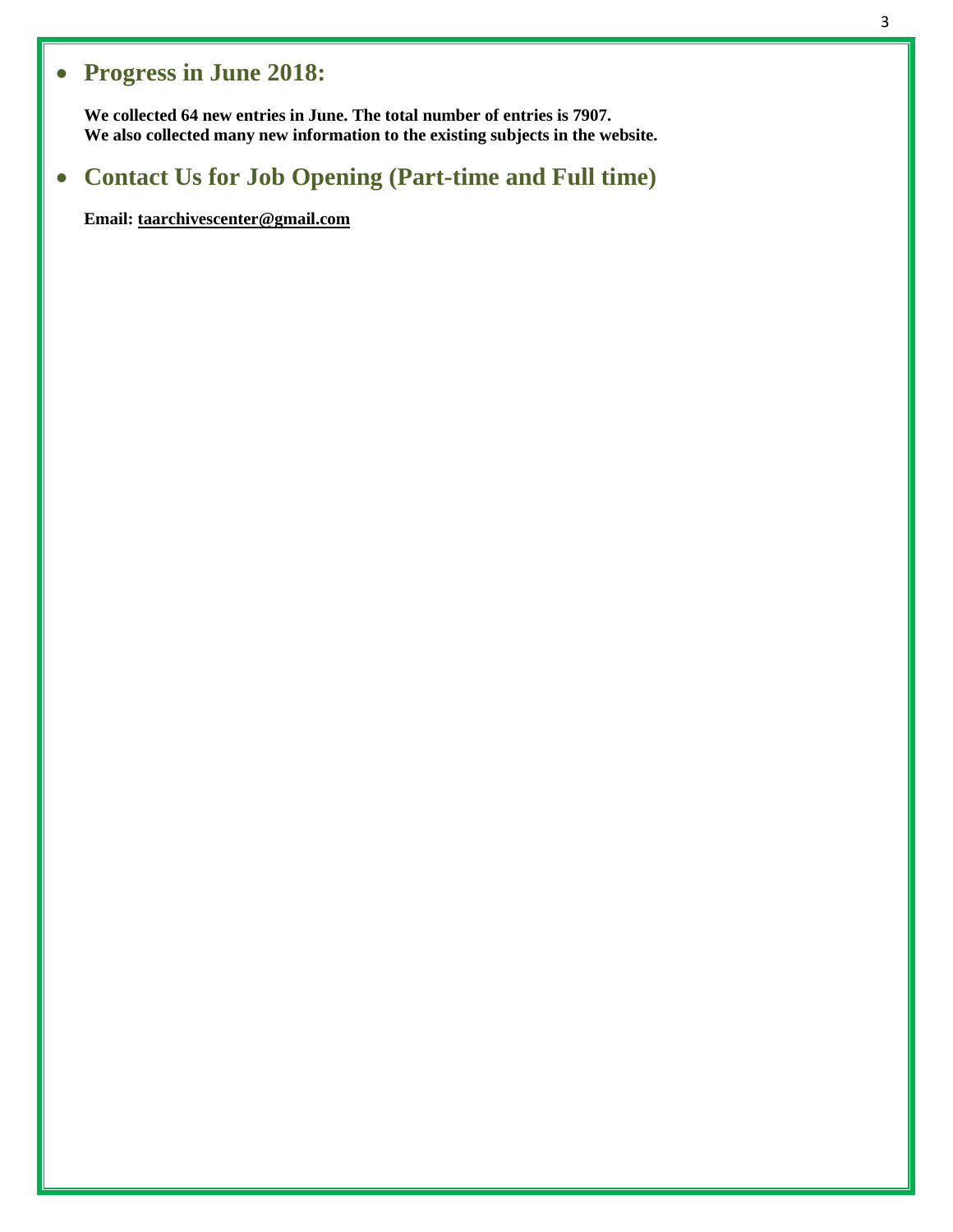- **Progress in June 2018:**

  **We collected 64 new entries in June. The total number of entries is 7907.**
  **We also collected many new information to the existing subjects in the website.**

- **Contact Us for Job Opening (Part-time and Full time)**

  **Email: taarchivescenter@gmail.com**